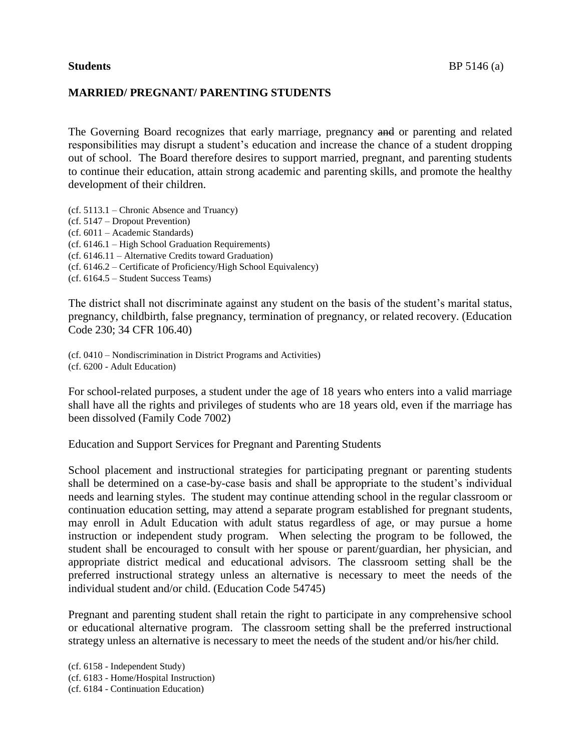**Students** BP 5146 (a)

**MARRIED/ PREGNANT/ PARENTING STUDENTS**

The Governing Board recognizes that early marriage, pregnancy ~~and~~ or parenting and related responsibilities may disrupt a student's education and increase the chance of a student dropping out of school. The Board therefore desires to support married, pregnant, and parenting students to continue their education, attain strong academic and parenting skills, and promote the healthy development of their children.

(cf. 5113.1 – Chronic Absence and Truancy)
(cf. 5147 – Dropout Prevention)
(cf. 6011 – Academic Standards)
(cf. 6146.1 – High School Graduation Requirements)
(cf. 6146.11 – Alternative Credits toward Graduation)
(cf. 6146.2 – Certificate of Proficiency/High School Equivalency)
(cf. 6164.5 – Student Success Teams)

The district shall not discriminate against any student on the basis of the student's marital status, pregnancy, childbirth, false pregnancy, termination of pregnancy, or related recovery. (Education Code 230; 34 CFR 106.40)

(cf. 0410 – Nondiscrimination in District Programs and Activities)
(cf. 6200 - Adult Education)

For school-related purposes, a student under the age of 18 years who enters into a valid marriage shall have all the rights and privileges of students who are 18 years old, even if the marriage has been dissolved (Family Code 7002)

Education and Support Services for Pregnant and Parenting Students

School placement and instructional strategies for participating pregnant or parenting students shall be determined on a case-by-case basis and shall be appropriate to the student's individual needs and learning styles. The student may continue attending school in the regular classroom or continuation education setting, may attend a separate program established for pregnant students, may enroll in Adult Education with adult status regardless of age, or may pursue a home instruction or independent study program. When selecting the program to be followed, the student shall be encouraged to consult with her spouse or parent/guardian, her physician, and appropriate district medical and educational advisors. The classroom setting shall be the preferred instructional strategy unless an alternative is necessary to meet the needs of the individual student and/or child. (Education Code 54745)

Pregnant and parenting student shall retain the right to participate in any comprehensive school or educational alternative program. The classroom setting shall be the preferred instructional strategy unless an alternative is necessary to meet the needs of the student and/or his/her child.

(cf. 6158 - Independent Study)
(cf. 6183 - Home/Hospital Instruction)
(cf. 6184 - Continuation Education)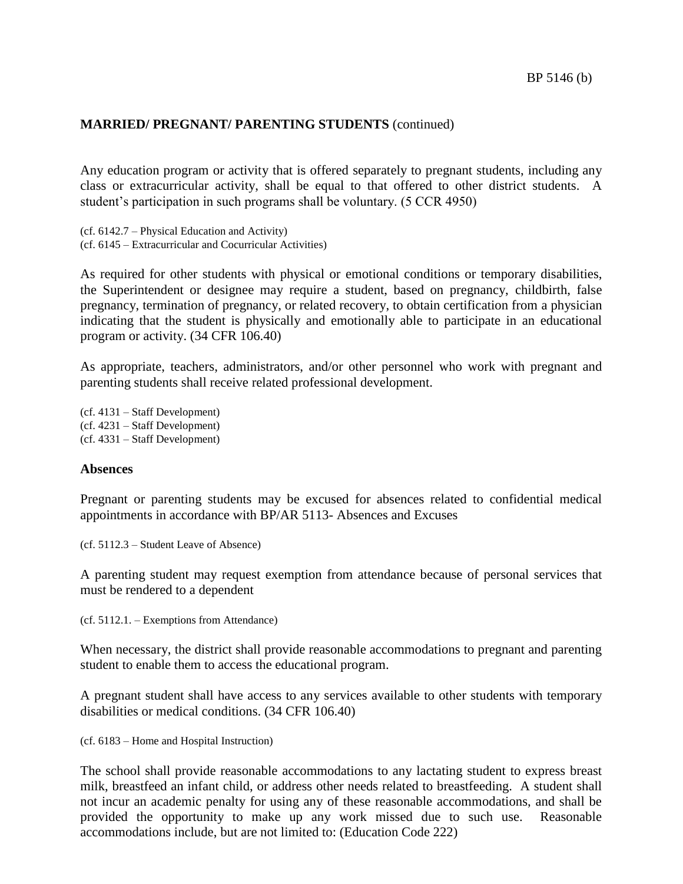**MARRIED/ PREGNANT/ PARENTING STUDENTS** (continued)

Any education program or activity that is offered separately to pregnant students, including any class or extracurricular activity, shall be equal to that offered to other district students. A student's participation in such programs shall be voluntary. (5 CCR 4950)

(cf. 6142.7 – Physical Education and Activity)
(cf. 6145 – Extracurricular and Cocurricular Activities)

As required for other students with physical or emotional conditions or temporary disabilities, the Superintendent or designee may require a student, based on pregnancy, childbirth, false pregnancy, termination of pregnancy, or related recovery, to obtain certification from a physician indicating that the student is physically and emotionally able to participate in an educational program or activity. (34 CFR 106.40)

As appropriate, teachers, administrators, and/or other personnel who work with pregnant and parenting students shall receive related professional development.

(cf. 4131 – Staff Development)
(cf. 4231 – Staff Development)
(cf. 4331 – Staff Development)

**Absences**

Pregnant or parenting students may be excused for absences related to confidential medical appointments in accordance with BP/AR 5113- Absences and Excuses

(cf. 5112.3 – Student Leave of Absence)

A parenting student may request exemption from attendance because of personal services that must be rendered to a dependent

(cf. 5112.1. – Exemptions from Attendance)

When necessary, the district shall provide reasonable accommodations to pregnant and parenting student to enable them to access the educational program.

A pregnant student shall have access to any services available to other students with temporary disabilities or medical conditions. (34 CFR 106.40)

(cf. 6183 – Home and Hospital Instruction)

The school shall provide reasonable accommodations to any lactating student to express breast milk, breastfeed an infant child, or address other needs related to breastfeeding. A student shall not incur an academic penalty for using any of these reasonable accommodations, and shall be provided the opportunity to make up any work missed due to such use. Reasonable accommodations include, but are not limited to: (Education Code 222)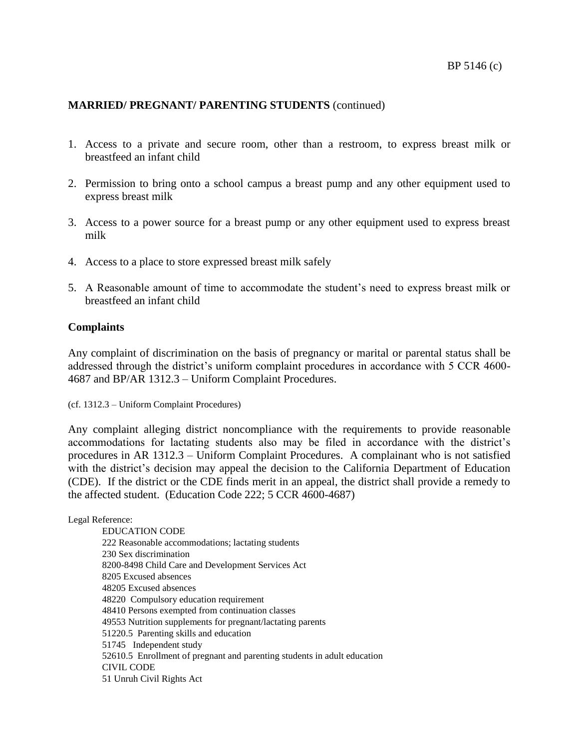**MARRIED/ PREGNANT/ PARENTING STUDENTS** (continued)

1. Access to a private and secure room, other than a restroom, to express breast milk or breastfeed an infant child

2. Permission to bring onto a school campus a breast pump and any other equipment used to express breast milk

3. Access to a power source for a breast pump or any other equipment used to express breast milk

4. Access to a place to store expressed breast milk safely

5. A Reasonable amount of time to accommodate the student's need to express breast milk or breastfeed an infant child

**Complaints**

Any complaint of discrimination on the basis of pregnancy or marital or parental status shall be addressed through the district's uniform complaint procedures in accordance with 5 CCR 4600-4687 and BP/AR 1312.3 – Uniform Complaint Procedures.

(cf. 1312.3 – Uniform Complaint Procedures)

Any complaint alleging district noncompliance with the requirements to provide reasonable accommodations for lactating students also may be filed in accordance with the district's procedures in AR 1312.3 – Uniform Complaint Procedures. A complainant who is not satisfied with the district's decision may appeal the decision to the California Department of Education (CDE). If the district or the CDE finds merit in an appeal, the district shall provide a remedy to the affected student. (Education Code 222; 5 CCR 4600-4687)

Legal Reference:

EDUCATION CODE
222 Reasonable accommodations; lactating students
230 Sex discrimination
8200-8498 Child Care and Development Services Act
8205 Excused absences
48205 Excused absences
48220 Compulsory education requirement
48410 Persons exempted from continuation classes
49553 Nutrition supplements for pregnant/lactating parents
51220.5 Parenting skills and education
51745 Independent study
52610.5 Enrollment of pregnant and parenting students in adult education
CIVIL CODE
51 Unruh Civil Rights Act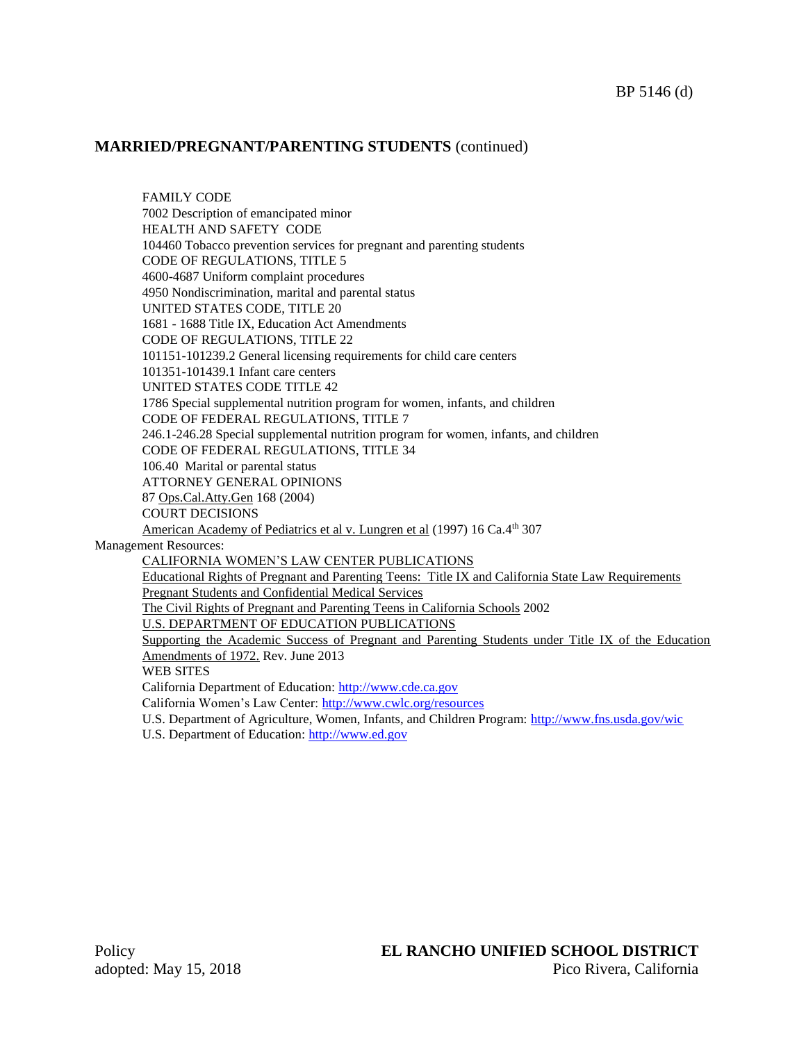## MARRIED/PREGNANT/PARENTING STUDENTS (continued)

FAMILY CODE
7002 Description of emancipated minor
HEALTH AND SAFETY CODE
104460 Tobacco prevention services for pregnant and parenting students
CODE OF REGULATIONS, TITLE 5
4600-4687 Uniform complaint procedures
4950 Nondiscrimination, marital and parental status
UNITED STATES CODE, TITLE 20
1681 - 1688 Title IX, Education Act Amendments
CODE OF REGULATIONS, TITLE 22
101151-101239.2 General licensing requirements for child care centers
101351-101439.1 Infant care centers
UNITED STATES CODE TITLE 42
1786 Special supplemental nutrition program for women, infants, and children
CODE OF FEDERAL REGULATIONS, TITLE 7
246.1-246.28 Special supplemental nutrition program for women, infants, and children
CODE OF FEDERAL REGULATIONS, TITLE 34
106.40 Marital or parental status
ATTORNEY GENERAL OPINIONS
87 Ops.Cal.Atty.Gen 168 (2004)
COURT DECISIONS
American Academy of Pediatrics et al v. Lungren et al (1997) 16 Ca.4th 307

Management Resources:
CALIFORNIA WOMEN'S LAW CENTER PUBLICATIONS
Educational Rights of Pregnant and Parenting Teens: Title IX and California State Law Requirements
Pregnant Students and Confidential Medical Services
The Civil Rights of Pregnant and Parenting Teens in California Schools 2002
U.S. DEPARTMENT OF EDUCATION PUBLICATIONS
Supporting the Academic Success of Pregnant and Parenting Students under Title IX of the Education Amendments of 1972. Rev. June 2013
WEB SITES
California Department of Education: http://www.cde.ca.gov
California Women's Law Center: http://www.cwlc.org/resources
U.S. Department of Agriculture, Women, Infants, and Children Program: http://www.fns.usda.gov/wic
U.S. Department of Education: http://www.ed.gov

Policy adopted: May 15, 2018

**EL RANCHO UNIFIED SCHOOL DISTRICT**
Pico Rivera, California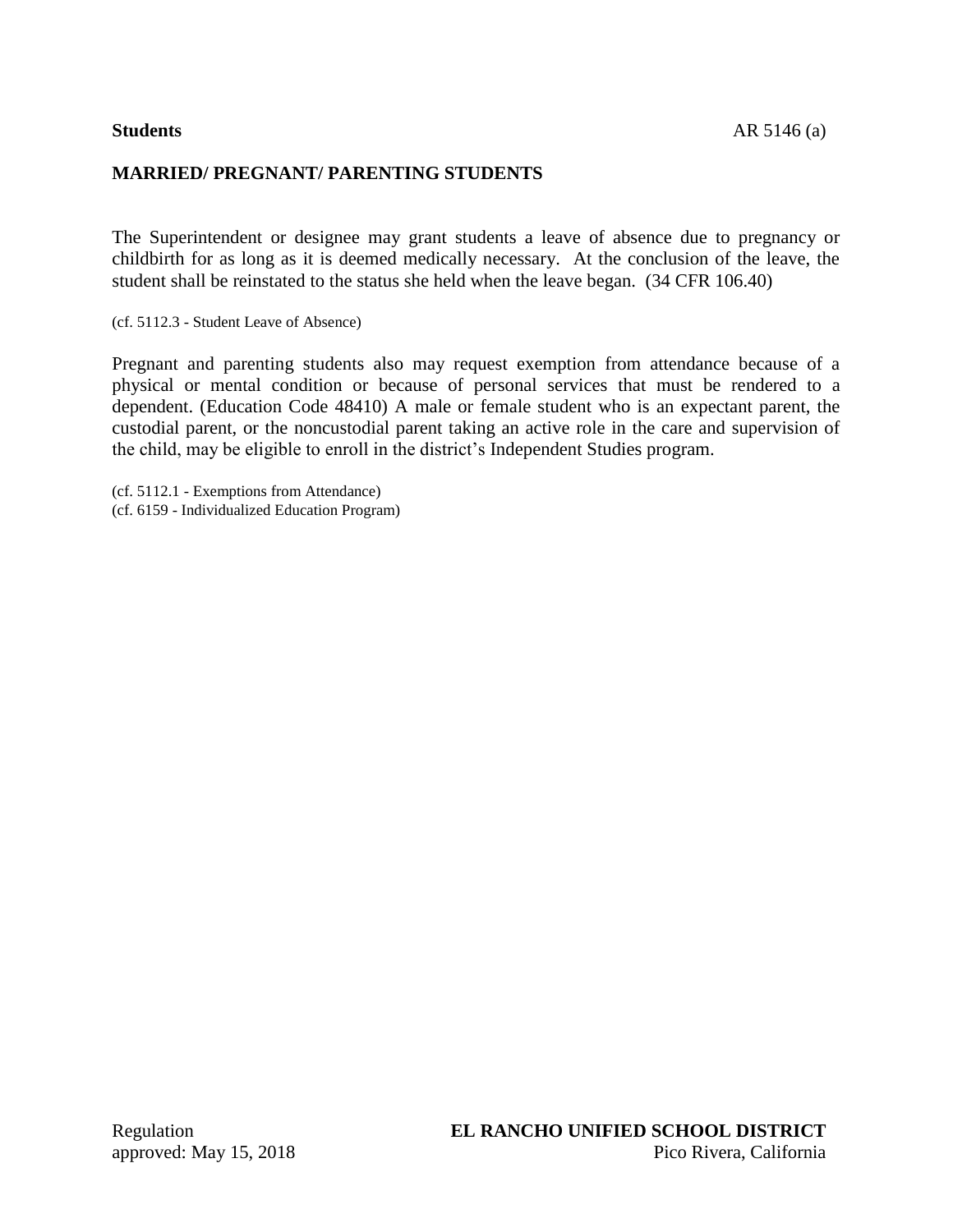**Students** AR 5146 (a)

**MARRIED/ PREGNANT/ PARENTING STUDENTS**

The Superintendent or designee may grant students a leave of absence due to pregnancy or childbirth for as long as it is deemed medically necessary. At the conclusion of the leave, the student shall be reinstated to the status she held when the leave began. (34 CFR 106.40)

(cf. 5112.3 - Student Leave of Absence)

Pregnant and parenting students also may request exemption from attendance because of a physical or mental condition or because of personal services that must be rendered to a dependent. (Education Code 48410) A male or female student who is an expectant parent, the custodial parent, or the noncustodial parent taking an active role in the care and supervision of the child, may be eligible to enroll in the district's Independent Studies program.

(cf. 5112.1 - Exemptions from Attendance)
(cf. 6159 - Individualized Education Program)

Regulation
approved: May 15, 2018

**EL RANCHO UNIFIED SCHOOL DISTRICT**
Pico Rivera, California